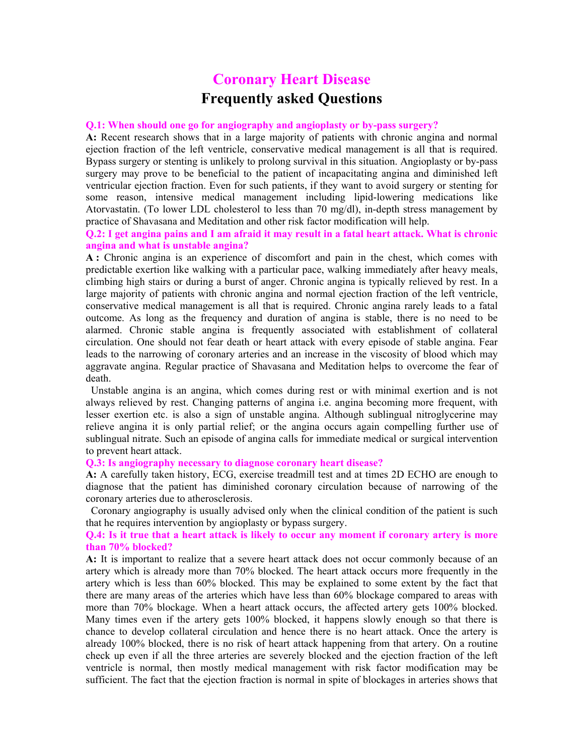# Coronary Heart Disease

## Frequently asked Questions

**Q.1: When should one go for angiography and angioplasty or by-pass surgery?**

**A:** Recent research shows that in a large majority of patients with chronic angina and normal ejection fraction of the left ventricle, conservative medical management is all that is required. Bypass surgery or stenting is unlikely to prolong survival in this situation. Angioplasty or by-pass surgery may prove to be beneficial to the patient of incapacitating angina and diminished left ventricular ejection fraction. Even for such patients, if they want to avoid surgery or stenting for some reason, intensive medical management including lipid-lowering medications like Atorvastatin. (To lower LDL cholesterol to less than 70 mg/dl), in-depth stress management by practice of Shavasana and Meditation and other risk factor modification will help.

**Q.2: I get angina pains and I am afraid it may result in a fatal heart attack. What is chronic angina and what is unstable angina?**

**A :** Chronic angina is an experience of discomfort and pain in the chest, which comes with predictable exertion like walking with a particular pace, walking immediately after heavy meals, climbing high stairs or during a burst of anger. Chronic angina is typically relieved by rest. In a large majority of patients with chronic angina and normal ejection fraction of the left ventricle, conservative medical management is all that is required. Chronic angina rarely leads to a fatal outcome. As long as the frequency and duration of angina is stable, there is no need to be alarmed. Chronic stable angina is frequently associated with establishment of collateral circulation. One should not fear death or heart attack with every episode of stable angina. Fear leads to the narrowing of coronary arteries and an increase in the viscosity of blood which may aggravate angina. Regular practice of Shavasana and Meditation helps to overcome the fear of death.

Unstable angina is an angina, which comes during rest or with minimal exertion and is not always relieved by rest. Changing patterns of angina i.e. angina becoming more frequent, with lesser exertion etc. is also a sign of unstable angina. Although sublingual nitroglycerine may relieve angina it is only partial relief; or the angina occurs again compelling further use of sublingual nitrate. Such an episode of angina calls for immediate medical or surgical intervention to prevent heart attack.

**Q.3: Is angiography necessary to diagnose coronary heart disease?**

**A:** A carefully taken history, ECG, exercise treadmill test and at times 2D ECHO are enough to diagnose that the patient has diminished coronary circulation because of narrowing of the coronary arteries due to atherosclerosis.

Coronary angiography is usually advised only when the clinical condition of the patient is such that he requires intervention by angioplasty or bypass surgery.

**Q.4: Is it true that a heart attack is likely to occur any moment if coronary artery is more than 70% blocked?**

**A:** It is important to realize that a severe heart attack does not occur commonly because of an artery which is already more than 70% blocked. The heart attack occurs more frequently in the artery which is less than 60% blocked. This may be explained to some extent by the fact that there are many areas of the arteries which have less than 60% blockage compared to areas with more than 70% blockage. When a heart attack occurs, the affected artery gets 100% blocked. Many times even if the artery gets 100% blocked, it happens slowly enough so that there is chance to develop collateral circulation and hence there is no heart attack. Once the artery is already 100% blocked, there is no risk of heart attack happening from that artery. On a routine check up even if all the three arteries are severely blocked and the ejection fraction of the left ventricle is normal, then mostly medical management with risk factor modification may be sufficient. The fact that the ejection fraction is normal in spite of blockages in arteries shows that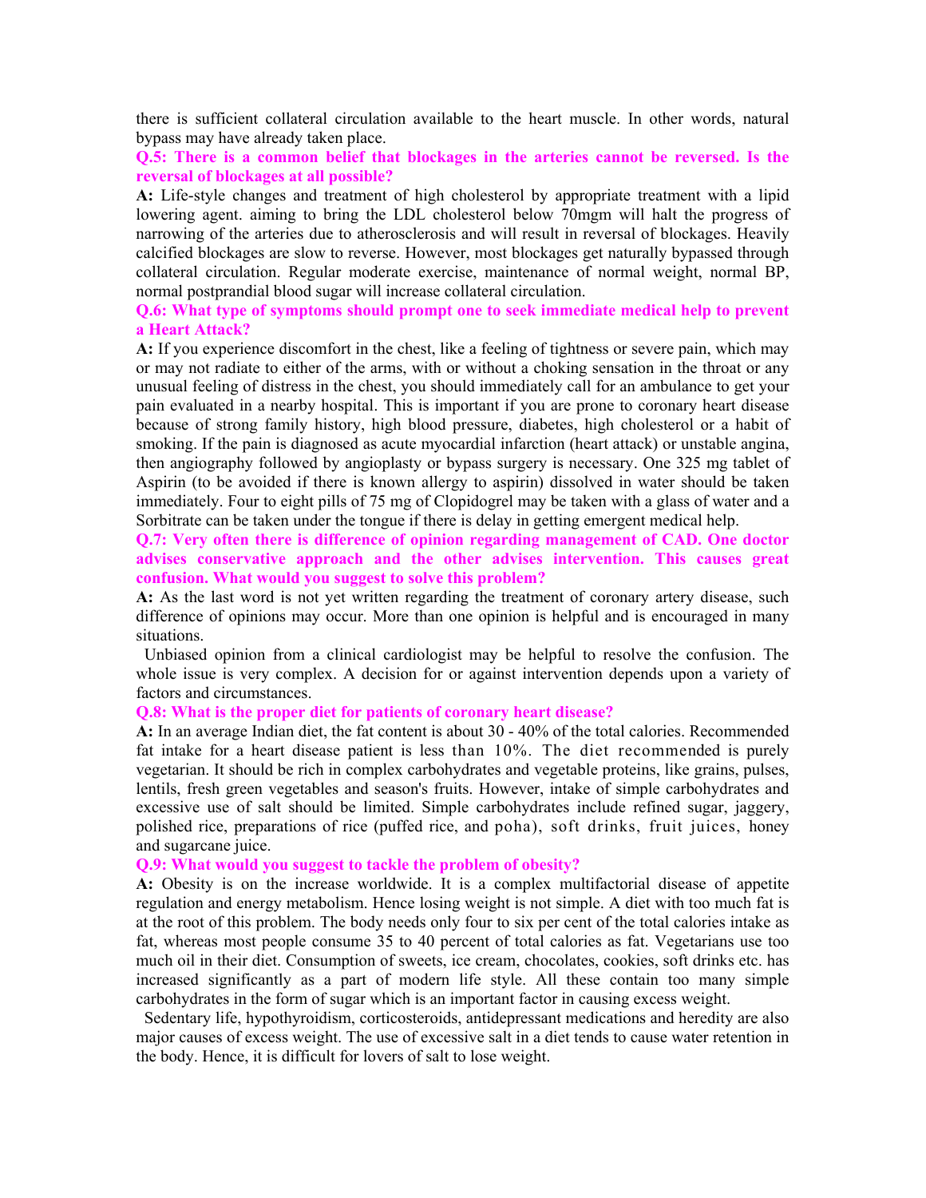there is sufficient collateral circulation available to the heart muscle. In other words, natural bypass may have already taken place.

**Q.5: There is a common belief that blockages in the arteries cannot be reversed. Is the reversal of blockages at all possible?**

**A:** Life-style changes and treatment of high cholesterol by appropriate treatment with a lipid lowering agent. aiming to bring the LDL cholesterol below 70mgm will halt the progress of narrowing of the arteries due to atherosclerosis and will result in reversal of blockages. Heavily calcified blockages are slow to reverse. However, most blockages get naturally bypassed through collateral circulation. Regular moderate exercise, maintenance of normal weight, normal BP, normal postprandial blood sugar will increase collateral circulation.

**Q.6: What type of symptoms should prompt one to seek immediate medical help to prevent a Heart Attack?**

**A:** If you experience discomfort in the chest, like a feeling of tightness or severe pain, which may or may not radiate to either of the arms, with or without a choking sensation in the throat or any unusual feeling of distress in the chest, you should immediately call for an ambulance to get your pain evaluated in a nearby hospital. This is important if you are prone to coronary heart disease because of strong family history, high blood pressure, diabetes, high cholesterol or a habit of smoking. If the pain is diagnosed as acute myocardial infarction (heart attack) or unstable angina, then angiography followed by angioplasty or bypass surgery is necessary. One 325 mg tablet of Aspirin (to be avoided if there is known allergy to aspirin) dissolved in water should be taken immediately. Four to eight pills of 75 mg of Clopidogrel may be taken with a glass of water and a Sorbitrate can be taken under the tongue if there is delay in getting emergent medical help.

**Q.7: Very often there is difference of opinion regarding management of CAD. One doctor advises conservative approach and the other advises intervention. This causes great confusion. What would you suggest to solve this problem?**

**A:** As the last word is not yet written regarding the treatment of coronary artery disease, such difference of opinions may occur. More than one opinion is helpful and is encouraged in many situations.

Unbiased opinion from a clinical cardiologist may be helpful to resolve the confusion. The whole issue is very complex. A decision for or against intervention depends upon a variety of factors and circumstances.

**Q.8: What is the proper diet for patients of coronary heart disease?**

**A:** In an average Indian diet, the fat content is about 30 - 40% of the total calories. Recommended fat intake for a heart disease patient is less than 10%. The diet recommended is purely vegetarian. It should be rich in complex carbohydrates and vegetable proteins, like grains, pulses, lentils, fresh green vegetables and season's fruits. However, intake of simple carbohydrates and excessive use of salt should be limited. Simple carbohydrates include refined sugar, jaggery, polished rice, preparations of rice (puffed rice, and poha), soft drinks, fruit juices, honey and sugarcane juice.

**Q.9: What would you suggest to tackle the problem of obesity?**

**A:** Obesity is on the increase worldwide. It is a complex multifactorial disease of appetite regulation and energy metabolism. Hence losing weight is not simple. A diet with too much fat is at the root of this problem. The body needs only four to six per cent of the total calories intake as fat, whereas most people consume 35 to 40 percent of total calories as fat. Vegetarians use too much oil in their diet. Consumption of sweets, ice cream, chocolates, cookies, soft drinks etc. has increased significantly as a part of modern life style. All these contain too many simple carbohydrates in the form of sugar which is an important factor in causing excess weight.

Sedentary life, hypothyroidism, corticosteroids, antidepressant medications and heredity are also major causes of excess weight. The use of excessive salt in a diet tends to cause water retention in the body. Hence, it is difficult for lovers of salt to lose weight.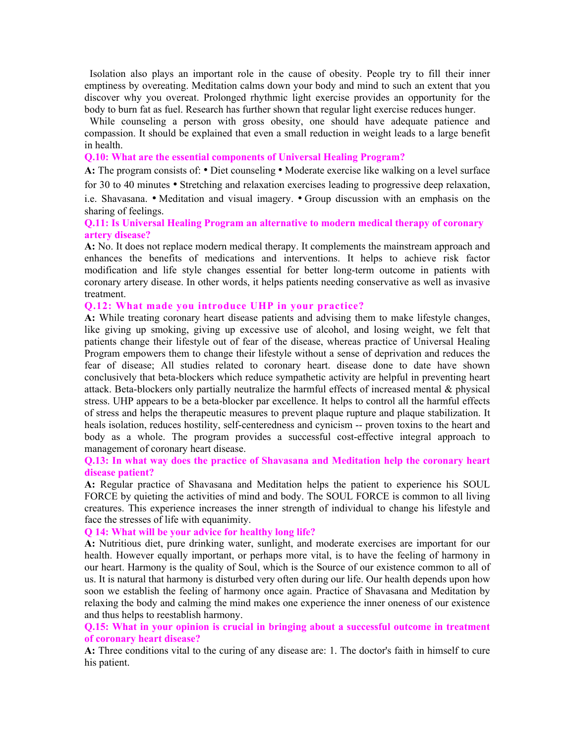Isolation also plays an important role in the cause of obesity. People try to fill their inner emptiness by overeating. Meditation calms down your body and mind to such an extent that you discover why you overeat. Prolonged rhythmic light exercise provides an opportunity for the body to burn fat as fuel. Research has further shown that regular light exercise reduces hunger.

While counseling a person with gross obesity, one should have adequate patience and compassion. It should be explained that even a small reduction in weight leads to a large benefit in health.

**Q.10: What are the essential components of Universal Healing Program?**

**A:** The program consists of: • Diet counseling • Moderate exercise like walking on a level surface for 30 to 40 minutes • Stretching and relaxation exercises leading to progressive deep relaxation, i.e. Shavasana. • Meditation and visual imagery. • Group discussion with an emphasis on the sharing of feelings.

**Q.11: Is Universal Healing Program an alternative to modern medical therapy of coronary artery disease?**

**A:** No. It does not replace modern medical therapy. It complements the mainstream approach and enhances the benefits of medications and interventions. It helps to achieve risk factor modification and life style changes essential for better long-term outcome in patients with coronary artery disease. In other words, it helps patients needing conservative as well as invasive treatment.

**Q.12: What made you introduce UHP in your practice?**

**A:** While treating coronary heart disease patients and advising them to make lifestyle changes, like giving up smoking, giving up excessive use of alcohol, and losing weight, we felt that patients change their lifestyle out of fear of the disease, whereas practice of Universal Healing Program empowers them to change their lifestyle without a sense of deprivation and reduces the fear of disease; All studies related to coronary heart. disease done to date have shown conclusively that beta-blockers which reduce sympathetic activity are helpful in preventing heart attack. Beta-blockers only partially neutralize the harmful effects of increased mental & physical stress. UHP appears to be a beta-blocker par excellence. It helps to control all the harmful effects of stress and helps the therapeutic measures to prevent plaque rupture and plaque stabilization. It heals isolation, reduces hostility, self-centeredness and cynicism -- proven toxins to the heart and body as a whole. The program provides a successful cost-effective integral approach to management of coronary heart disease.

**Q.13: In what way does the practice of Shavasana and Meditation help the coronary heart disease patient?**

**A:** Regular practice of Shavasana and Meditation helps the patient to experience his SOUL FORCE by quieting the activities of mind and body. The SOUL FORCE is common to all living creatures. This experience increases the inner strength of individual to change his lifestyle and face the stresses of life with equanimity.

**Q 14: What will be your advice for healthy long life?**

**A:** Nutritious diet, pure drinking water, sunlight, and moderate exercises are important for our health. However equally important, or perhaps more vital, is to have the feeling of harmony in our heart. Harmony is the quality of Soul, which is the Source of our existence common to all of us. It is natural that harmony is disturbed very often during our life. Our health depends upon how soon we establish the feeling of harmony once again. Practice of Shavasana and Meditation by relaxing the body and calming the mind makes one experience the inner oneness of our existence and thus helps to reestablish harmony.

**Q.15: What in your opinion is crucial in bringing about a successful outcome in treatment of coronary heart disease?**

**A:** Three conditions vital to the curing of any disease are: 1. The doctor's faith in himself to cure his patient.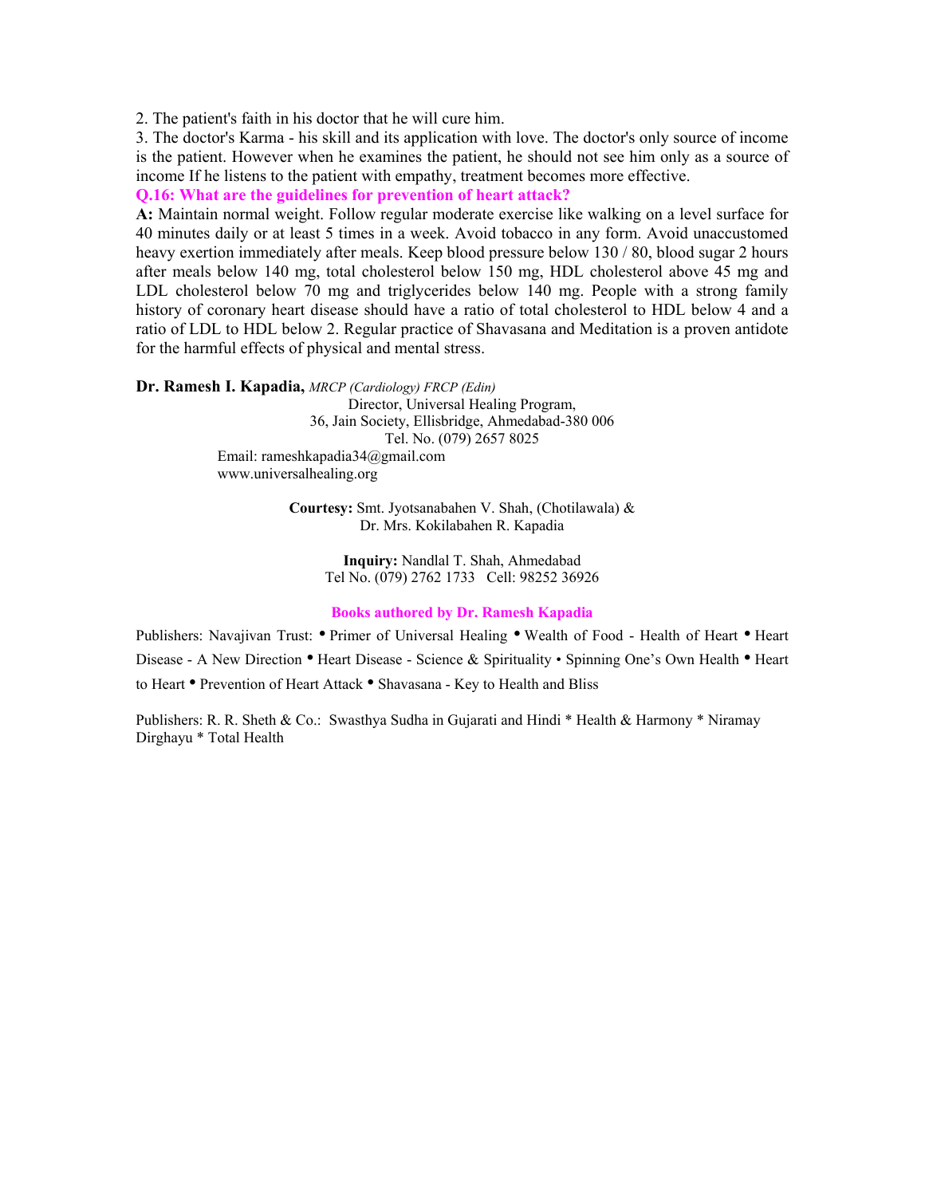2. The patient's faith in his doctor that he will cure him.

3. The doctor's Karma - his skill and its application with love. The doctor's only source of income is the patient. However when he examines the patient, he should not see him only as a source of income If he listens to the patient with empathy, treatment becomes more effective.

**Q.16: What are the guidelines for prevention of heart attack?**

**A:** Maintain normal weight. Follow regular moderate exercise like walking on a level surface for 40 minutes daily or at least 5 times in a week. Avoid tobacco in any form. Avoid unaccustomed heavy exertion immediately after meals. Keep blood pressure below 130 / 80, blood sugar 2 hours after meals below 140 mg, total cholesterol below 150 mg, HDL cholesterol above 45 mg and LDL cholesterol below 70 mg and triglycerides below 140 mg. People with a strong family history of coronary heart disease should have a ratio of total cholesterol to HDL below 4 and a ratio of LDL to HDL below 2. Regular practice of Shavasana and Meditation is a proven antidote for the harmful effects of physical and mental stress.

**Dr. Ramesh I. Kapadia,** *MRCP (Cardiology) FRCP (Edin)*

Director, Universal Healing Program,
36, Jain Society, Ellisbridge, Ahmedabad-380 006
Tel. No. (079) 2657 8025
Email: rameshkapadia34@gmail.com
www.universalhealing.org

**Courtesy:** Smt. Jyotsanabahen V. Shah, (Chotilawala) &
Dr. Mrs. Kokilabahen R. Kapadia

**Inquiry:** Nandlal T. Shah, Ahmedabad
Tel No. (079) 2762 1733 Cell: 98252 36926

**Books authored by Dr. Ramesh Kapadia**

Publishers: Navajivan Trust: • Primer of Universal Healing • Wealth of Food - Health of Heart • Heart Disease - A New Direction • Heart Disease - Science & Spirituality • Spinning One's Own Health • Heart to Heart • Prevention of Heart Attack • Shavasana - Key to Health and Bliss

Publishers: R. R. Sheth & Co.: Swasthya Sudha in Gujarati and Hindi * Health & Harmony * Niramay Dirghayu * Total Health